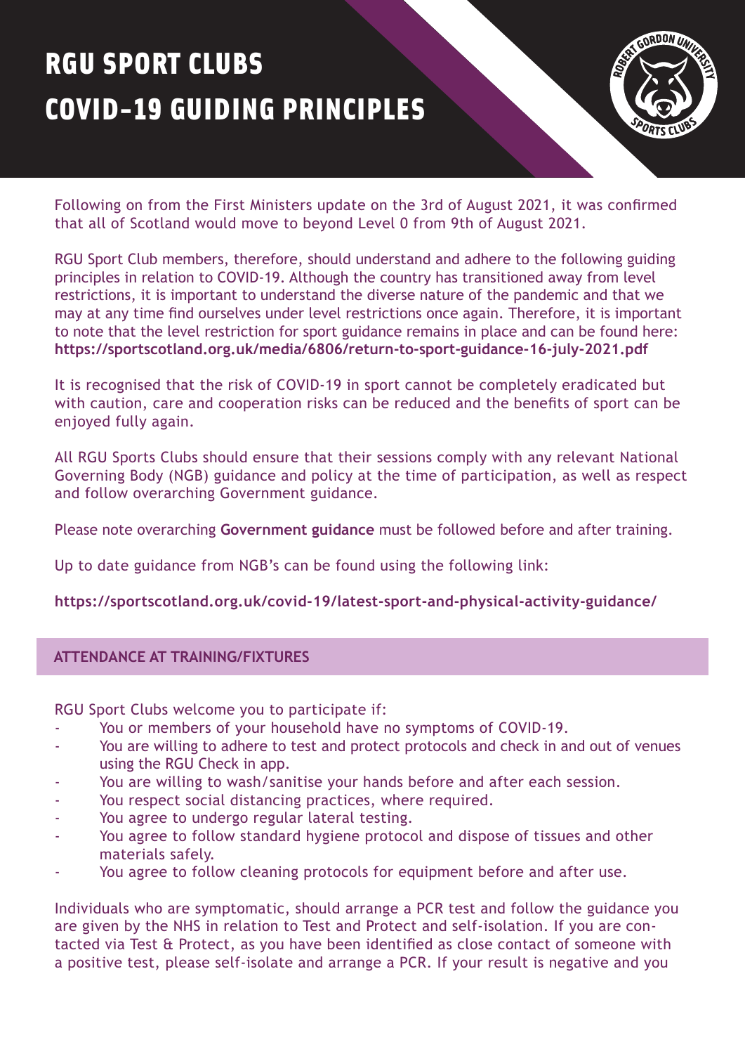# RGU SPORT CLUBS COVID-19 GUIDING PRINCIPLES

Following on from the First Ministers update on the 3rd of August 2021, it was confirmed that all of Scotland would move to beyond Level 0 from 9th of August 2021.

RGU Sport Club members, therefore, should understand and adhere to the following guiding principles in relation to COVID-19. Although the country has transitioned away from level restrictions, it is important to understand the diverse nature of the pandemic and that we may at any time find ourselves under level restrictions once again. Therefore, it is important to note that the level restriction for sport guidance remains in place and can be found here: **https://sportscotland.org.uk/media/6806/return-to-sport-guidance-16-july-2021.pdf**

It is recognised that the risk of COVID-19 in sport cannot be completely eradicated but with caution, care and cooperation risks can be reduced and the benefits of sport can be enjoyed fully again.

All RGU Sports Clubs should ensure that their sessions comply with any relevant National Governing Body (NGB) guidance and policy at the time of participation, as well as respect and follow overarching Government guidance.

Please note overarching **Government guidance** must be followed before and after training.

Up to date guidance from NGB's can be found using the following link:

**https://sportscotland.org.uk/covid-19/latest-sport-and-physical-activity-guidance/**

## ATTENDANCE AT TRAINING/FIXTURES

RGU Sport Clubs welcome you to participate if:

- You or members of your household have no symptoms of COVID-19.
- You are willing to adhere to test and protect protocols and check in and out of venues using the RGU Check in app.
- You are willing to wash/sanitise your hands before and after each session.
- You respect social distancing practices, where required.
- You agree to undergo regular lateral testing.
- You agree to follow standard hygiene protocol and dispose of tissues and other materials safely.
- You agree to follow cleaning protocols for equipment before and after use.

Individuals who are symptomatic, should arrange a PCR test and follow the guidance you are given by the NHS in relation to Test and Protect and self-isolation. If you are contacted via Test & Protect, as you have been identified as close contact of someone with a positive test, please self-isolate and arrange a PCR. If your result is negative and you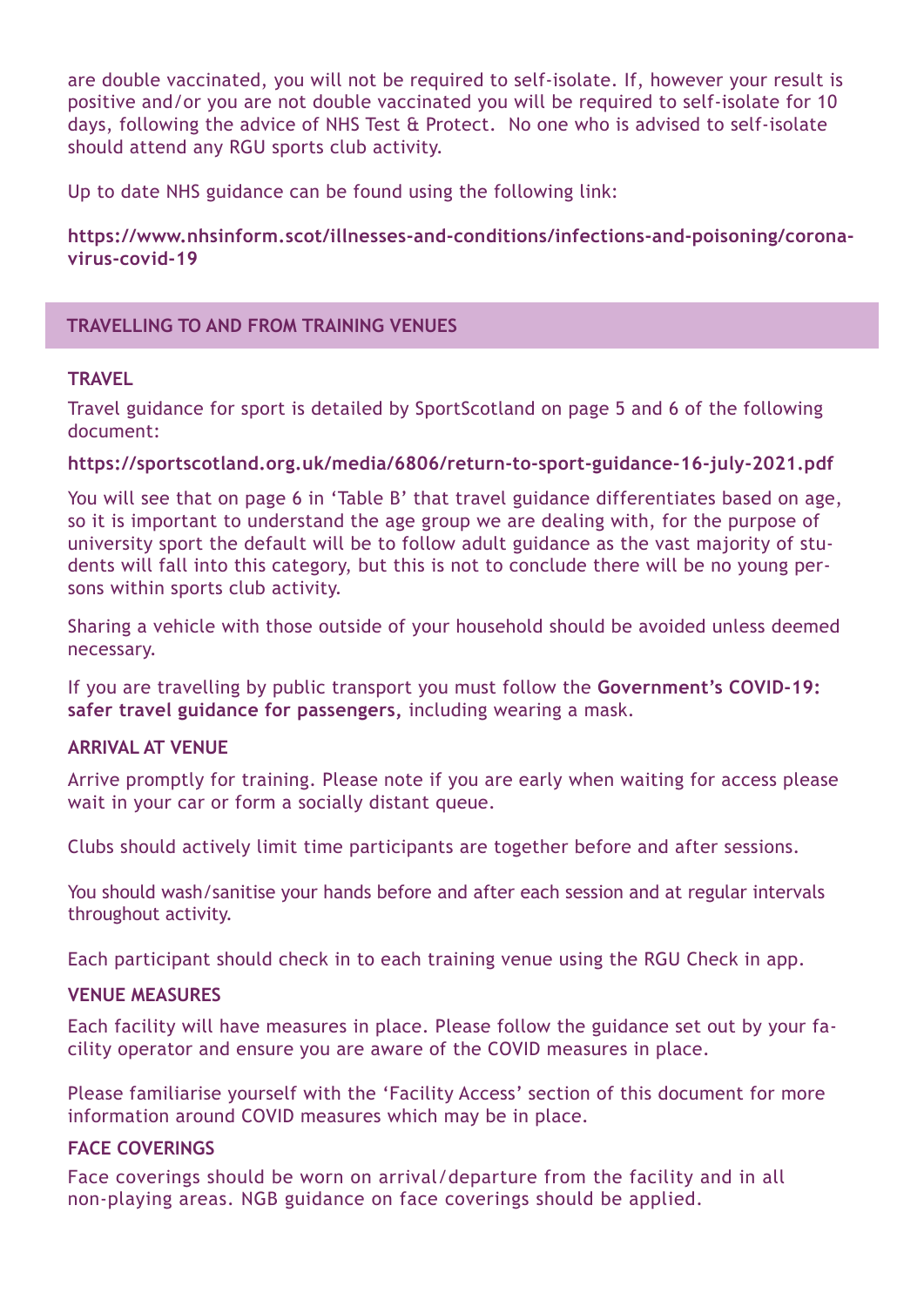are double vaccinated, you will not be required to self-isolate. If, however your result is positive and/or you are not double vaccinated you will be required to self-isolate for 10 days, following the advice of NHS Test & Protect. No one who is advised to self-isolate should attend any RGU sports club activity.

Up to date NHS guidance can be found using the following link:

**https://www.nhsinform.scot/illnesses-and-conditions/infections-and-poisoning/coronavirus-covid-19**

## TRAVELLING TO AND FROM TRAINING VENUES

### TRAVEL

Travel guidance for sport is detailed by SportScotland on page 5 and 6 of the following document:

**https://sportscotland.org.uk/media/6806/return-to-sport-guidance-16-july-2021.pdf**

You will see that on page 6 in 'Table B' that travel guidance differentiates based on age, so it is important to understand the age group we are dealing with, for the purpose of university sport the default will be to follow adult guidance as the vast majority of students will fall into this category, but this is not to conclude there will be no young persons within sports club activity.

Sharing a vehicle with those outside of your household should be avoided unless deemed necessary.

If you are travelling by public transport you must follow the **Government's COVID-19: safer travel guidance for passengers**, including wearing a mask.

### ARRIVAL AT VENUE

Arrive promptly for training. Please note if you are early when waiting for access please wait in your car or form a socially distant queue.

Clubs should actively limit time participants are together before and after sessions.

You should wash/sanitise your hands before and after each session and at regular intervals throughout activity.

Each participant should check in to each training venue using the RGU Check in app.

### VENUE MEASURES

Each facility will have measures in place. Please follow the guidance set out by your facility operator and ensure you are aware of the COVID measures in place.

Please familiarise yourself with the 'Facility Access' section of this document for more information around COVID measures which may be in place.

### FACE COVERINGS

Face coverings should be worn on arrival/departure from the facility and in all non-playing areas. NGB guidance on face coverings should be applied.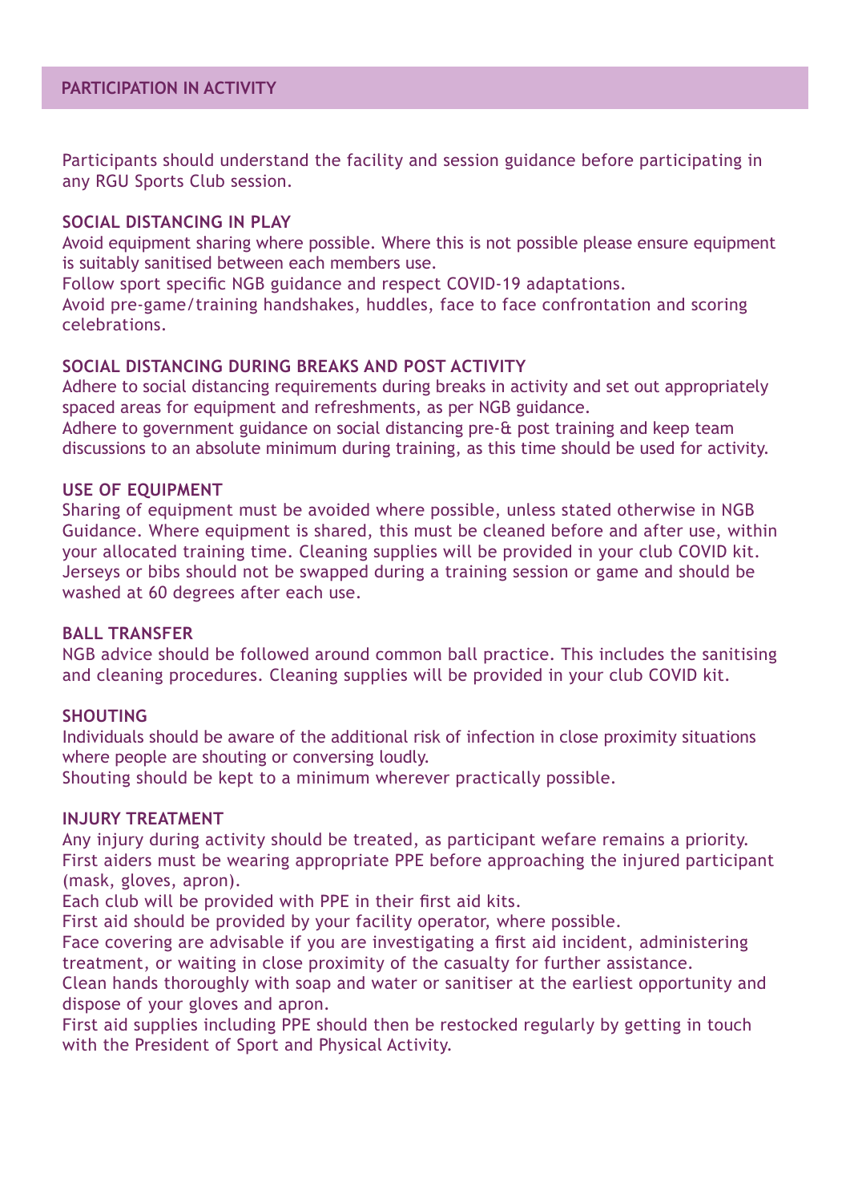## PARTICIPATION IN ACTIVITY

Participants should understand the facility and session guidance before participating in any RGU Sports Club session.

### SOCIAL DISTANCING IN PLAY

Avoid equipment sharing where possible. Where this is not possible please ensure equipment is suitably sanitised between each members use.
Follow sport specific NGB guidance and respect COVID-19 adaptations.
Avoid pre-game/training handshakes, huddles, face to face confrontation and scoring celebrations.

### SOCIAL DISTANCING DURING BREAKS AND POST ACTIVITY

Adhere to social distancing requirements during breaks in activity and set out appropriately spaced areas for equipment and refreshments, as per NGB guidance.
Adhere to government guidance on social distancing pre-& post training and keep team discussions to an absolute minimum during training, as this time should be used for activity.

### USE OF EQUIPMENT

Sharing of equipment must be avoided where possible, unless stated otherwise in NGB Guidance. Where equipment is shared, this must be cleaned before and after use, within your allocated training time. Cleaning supplies will be provided in your club COVID kit.
Jerseys or bibs should not be swapped during a training session or game and should be washed at 60 degrees after each use.

### BALL TRANSFER

NGB advice should be followed around common ball practice. This includes the sanitising and cleaning procedures. Cleaning supplies will be provided in your club COVID kit.

### SHOUTING

Individuals should be aware of the additional risk of infection in close proximity situations where people are shouting or conversing loudly.
Shouting should be kept to a minimum wherever practically possible.

### INJURY TREATMENT

Any injury during activity should be treated, as participant wefare remains a priority.
First aiders must be wearing appropriate PPE before approaching the injured participant (mask, gloves, apron).
Each club will be provided with PPE in their first aid kits.
First aid should be provided by your facility operator, where possible.
Face covering are advisable if you are investigating a first aid incident, administering treatment, or waiting in close proximity of the casualty for further assistance.
Clean hands thoroughly with soap and water or sanitiser at the earliest opportunity and dispose of your gloves and apron.
First aid supplies including PPE should then be restocked regularly by getting in touch with the President of Sport and Physical Activity.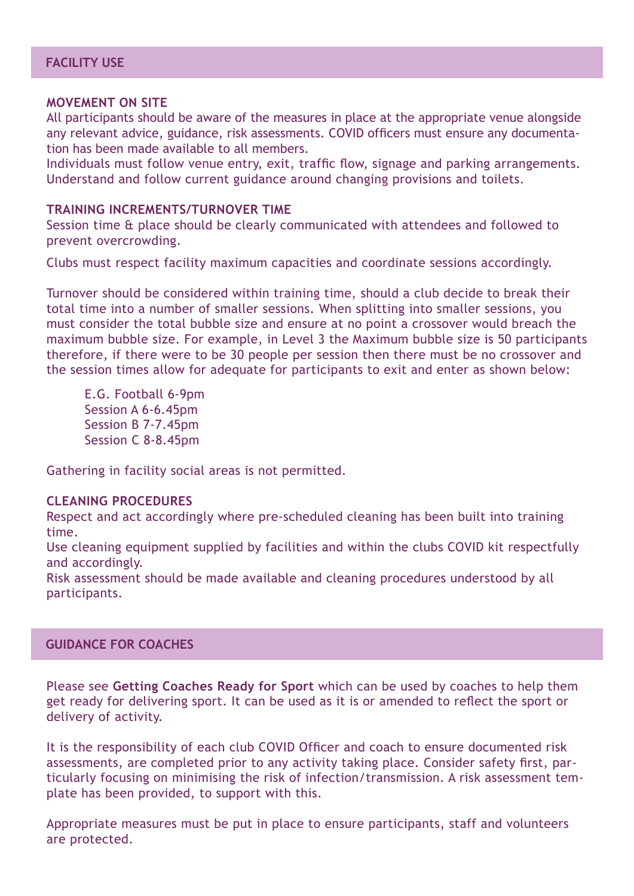## FACILITY USE

### MOVEMENT ON SITE

All participants should be aware of the measures in place at the appropriate venue alongside any relevant advice, guidance, risk assessments. COVID officers must ensure any documentation has been made available to all members.
Individuals must follow venue entry, exit, traffic flow, signage and parking arrangements. Understand and follow current guidance around changing provisions and toilets.

### TRAINING INCREMENTS/TURNOVER TIME

Session time & place should be clearly communicated with attendees and followed to prevent overcrowding.

Clubs must respect facility maximum capacities and coordinate sessions accordingly.

Turnover should be considered within training time, should a club decide to break their total time into a number of smaller sessions. When splitting into smaller sessions, you must consider the total bubble size and ensure at no point a crossover would breach the maximum bubble size. For example, in Level 3 the Maximum bubble size is 50 participants therefore, if there were to be 30 people per session then there must be no crossover and the session times allow for adequate for participants to exit and enter as shown below:

E.G. Football 6-9pm
Session A 6-6.45pm
Session B 7-7.45pm
Session C 8-8.45pm

Gathering in facility social areas is not permitted.

### CLEANING PROCEDURES

Respect and act accordingly where pre-scheduled cleaning has been built into training time.
Use cleaning equipment supplied by facilities and within the clubs COVID kit respectfully and accordingly.
Risk assessment should be made available and cleaning procedures understood by all participants.

## GUIDANCE FOR COACHES

Please see **Getting Coaches Ready for Sport** which can be used by coaches to help them get ready for delivering sport. It can be used as it is or amended to reflect the sport or delivery of activity.

It is the responsibility of each club COVID Officer and coach to ensure documented risk assessments, are completed prior to any activity taking place. Consider safety first, particularly focusing on minimising the risk of infection/transmission. A risk assessment template has been provided, to support with this.

Appropriate measures must be put in place to ensure participants, staff and volunteers are protected.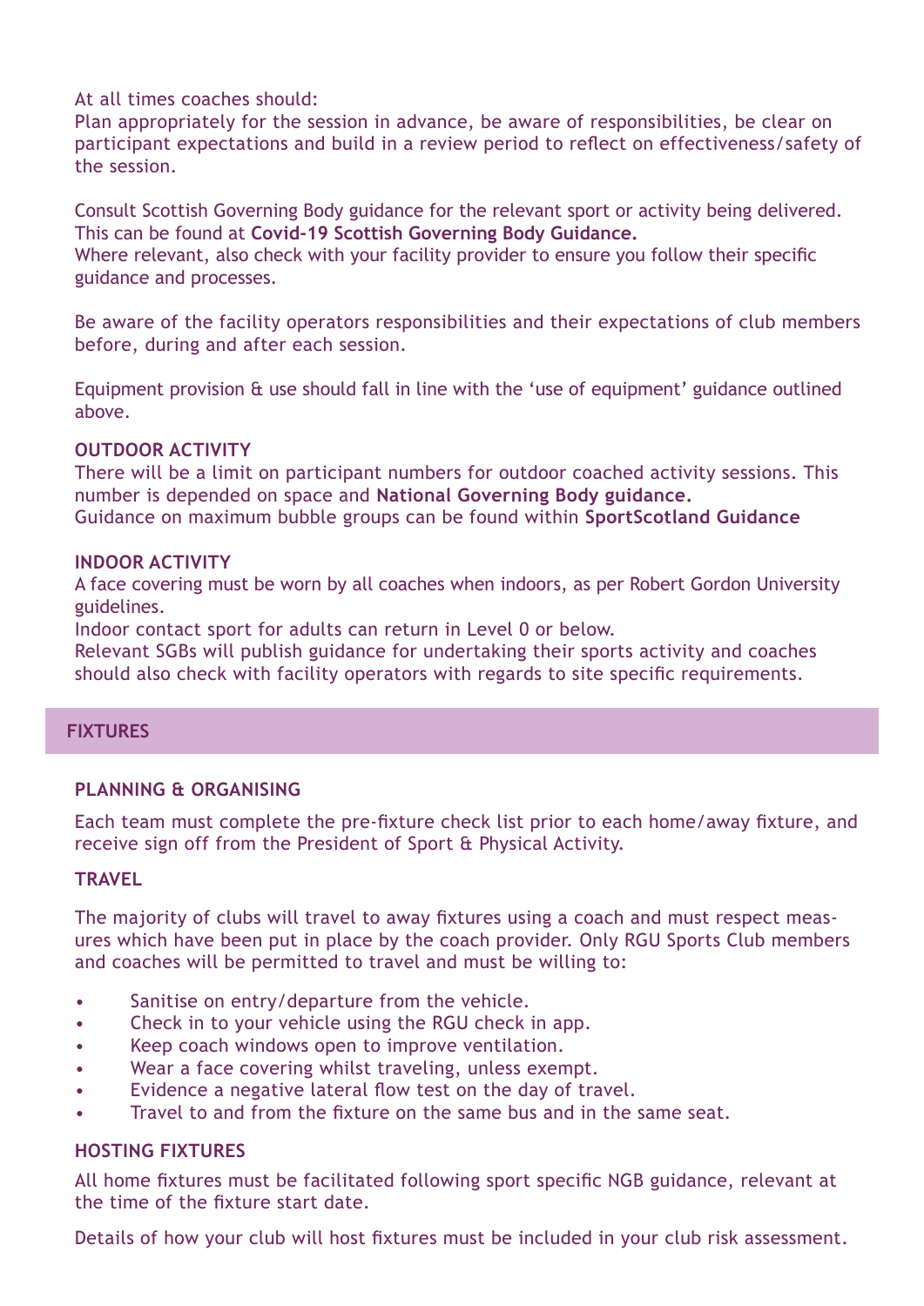At all times coaches should:
Plan appropriately for the session in advance, be aware of responsibilities, be clear on participant expectations and build in a review period to reflect on effectiveness/safety of the session.

Consult Scottish Governing Body guidance for the relevant sport or activity being delivered. This can be found at **Covid-19 Scottish Governing Body Guidance.**
Where relevant, also check with your facility provider to ensure you follow their specific guidance and processes.

Be aware of the facility operators responsibilities and their expectations of club members before, during and after each session.

Equipment provision & use should fall in line with the 'use of equipment' guidance outlined above.

### OUTDOOR ACTIVITY

There will be a limit on participant numbers for outdoor coached activity sessions. This number is depended on space and **National Governing Body guidance.**
Guidance on maximum bubble groups can be found within **SportScotland Guidance**

### INDOOR ACTIVITY

A face covering must be worn by all coaches when indoors, as per Robert Gordon University guidelines.
Indoor contact sport for adults can return in Level 0 or below.
Relevant SGBs will publish guidance for undertaking their sports activity and coaches should also check with facility operators with regards to site specific requirements.

## FIXTURES

### PLANNING & ORGANISING

Each team must complete the pre-fixture check list prior to each home/away fixture, and receive sign off from the President of Sport & Physical Activity.

### TRAVEL

The majority of clubs will travel to away fixtures using a coach and must respect measures which have been put in place by the coach provider. Only RGU Sports Club members and coaches will be permitted to travel and must be willing to:

- Sanitise on entry/departure from the vehicle.
- Check in to your vehicle using the RGU check in app.
- Keep coach windows open to improve ventilation.
- Wear a face covering whilst traveling, unless exempt.
- Evidence a negative lateral flow test on the day of travel.
- Travel to and from the fixture on the same bus and in the same seat.

### HOSTING FIXTURES

All home fixtures must be facilitated following sport specific NGB guidance, relevant at the time of the fixture start date.

Details of how your club will host fixtures must be included in your club risk assessment.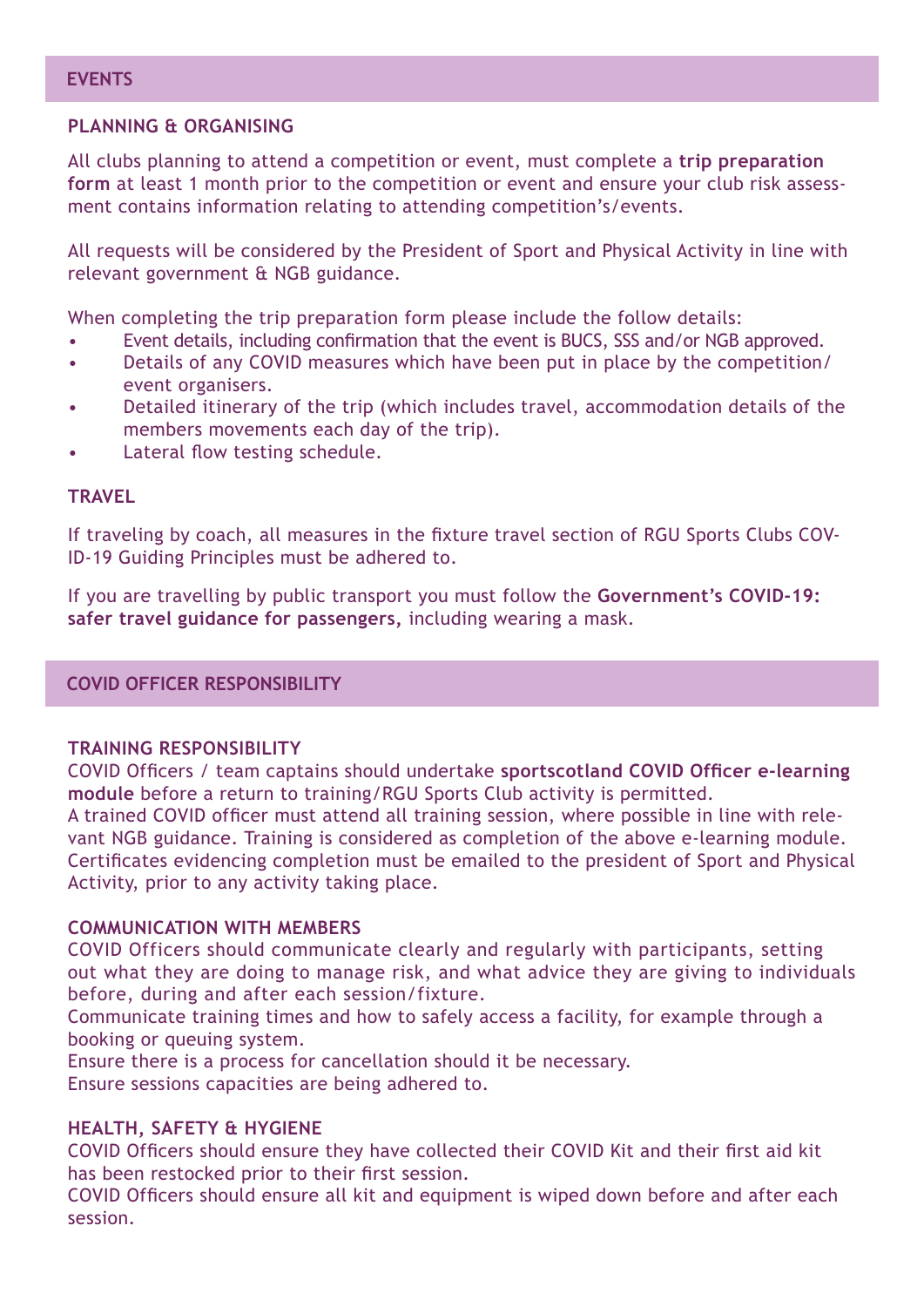## EVENTS

### PLANNING & ORGANISING

All clubs planning to attend a competition or event, must complete a **trip preparation form** at least 1 month prior to the competition or event and ensure your club risk assessment contains information relating to attending competition's/events.

All requests will be considered by the President of Sport and Physical Activity in line with relevant government & NGB guidance.

When completing the trip preparation form please include the follow details:

- Event details, including confirmation that the event is BUCS, SSS and/or NGB approved.
- Details of any COVID measures which have been put in place by the competition/event organisers.
- Detailed itinerary of the trip (which includes travel, accommodation details of the members movements each day of the trip).
- Lateral flow testing schedule.

### TRAVEL

If traveling by coach, all measures in the fixture travel section of RGU Sports Clubs COVID-19 Guiding Principles must be adhered to.

If you are travelling by public transport you must follow the **Government's COVID-19: safer travel guidance for passengers**, including wearing a mask.

## COVID OFFICER RESPONSIBILITY

### TRAINING RESPONSIBILITY

COVID Officers / team captains should undertake **sportscotland COVID Officer e-learning module** before a return to training/RGU Sports Club activity is permitted.
A trained COVID officer must attend all training session, where possible in line with relevant NGB guidance. Training is considered as completion of the above e-learning module. Certificates evidencing completion must be emailed to the president of Sport and Physical Activity, prior to any activity taking place.

### COMMUNICATION WITH MEMBERS

COVID Officers should communicate clearly and regularly with participants, setting out what they are doing to manage risk, and what advice they are giving to individuals before, during and after each session/fixture.
Communicate training times and how to safely access a facility, for example through a booking or queuing system.
Ensure there is a process for cancellation should it be necessary.
Ensure sessions capacities are being adhered to.

### HEALTH, SAFETY & HYGIENE

COVID Officers should ensure they have collected their COVID Kit and their first aid kit has been restocked prior to their first session.
COVID Officers should ensure all kit and equipment is wiped down before and after each session.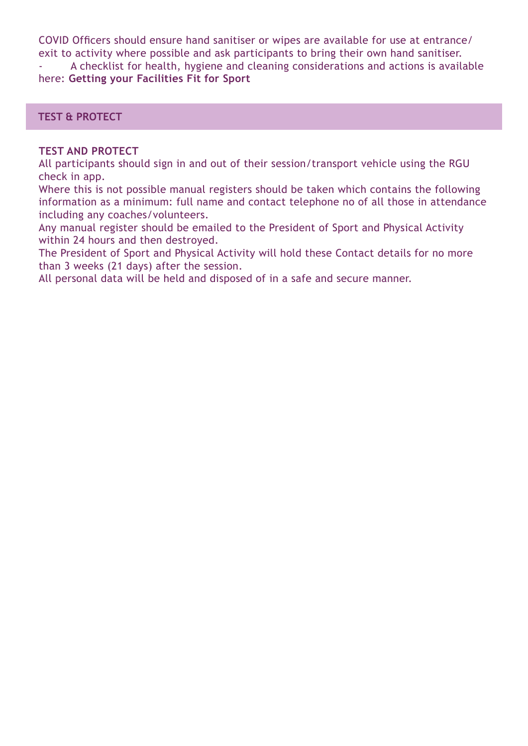COVID Officers should ensure hand sanitiser or wipes are available for use at entrance/exit to activity where possible and ask participants to bring their own hand sanitiser.

- A checklist for health, hygiene and cleaning considerations and actions is available here: **Getting your Facilities Fit for Sport**

## TEST & PROTECT

**TEST AND PROTECT**

All participants should sign in and out of their session/transport vehicle using the RGU check in app.

Where this is not possible manual registers should be taken which contains the following information as a minimum: full name and contact telephone no of all those in attendance including any coaches/volunteers.

Any manual register should be emailed to the President of Sport and Physical Activity within 24 hours and then destroyed.

The President of Sport and Physical Activity will hold these Contact details for no more than 3 weeks (21 days) after the session.

All personal data will be held and disposed of in a safe and secure manner.